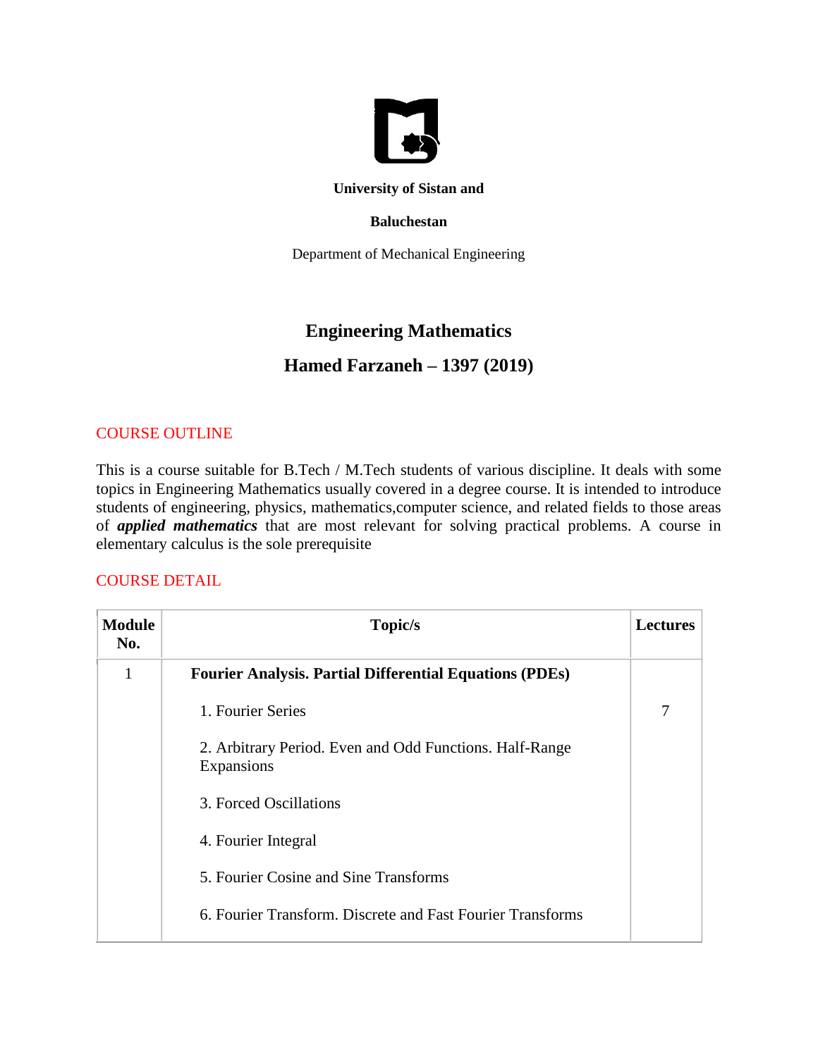**University of Sistan and**

**Baluchestan**

Department of Mechanical Engineering

# Engineering Mathematics

## Hamed Farzaneh – 1397 (2019)

### COURSE OUTLINE

This is a course suitable for B.Tech / M.Tech students of various discipline. It deals with some topics in Engineering Mathematics usually covered in a degree course. It is intended to introduce students of engineering, physics, mathematics,computer science, and related fields to those areas of ***applied mathematics*** that are most relevant for solving practical problems. A course in elementary calculus is the sole prerequisite

### COURSE DETAIL

| Module No. | Topic/s | Lectures |
| --- | --- | --- |
| 1 | **Fourier Analysis. Partial Differential Equations (PDEs)** | |
| | 1. Fourier Series | 7 |
| | 2. Arbitrary Period. Even and Odd Functions. Half-Range Expansions | |
| | 3. Forced Oscillations | |
| | 4. Fourier Integral | |
| | 5. Fourier Cosine and Sine Transforms | |
| | 6. Fourier Transform. Discrete and Fast Fourier Transforms | |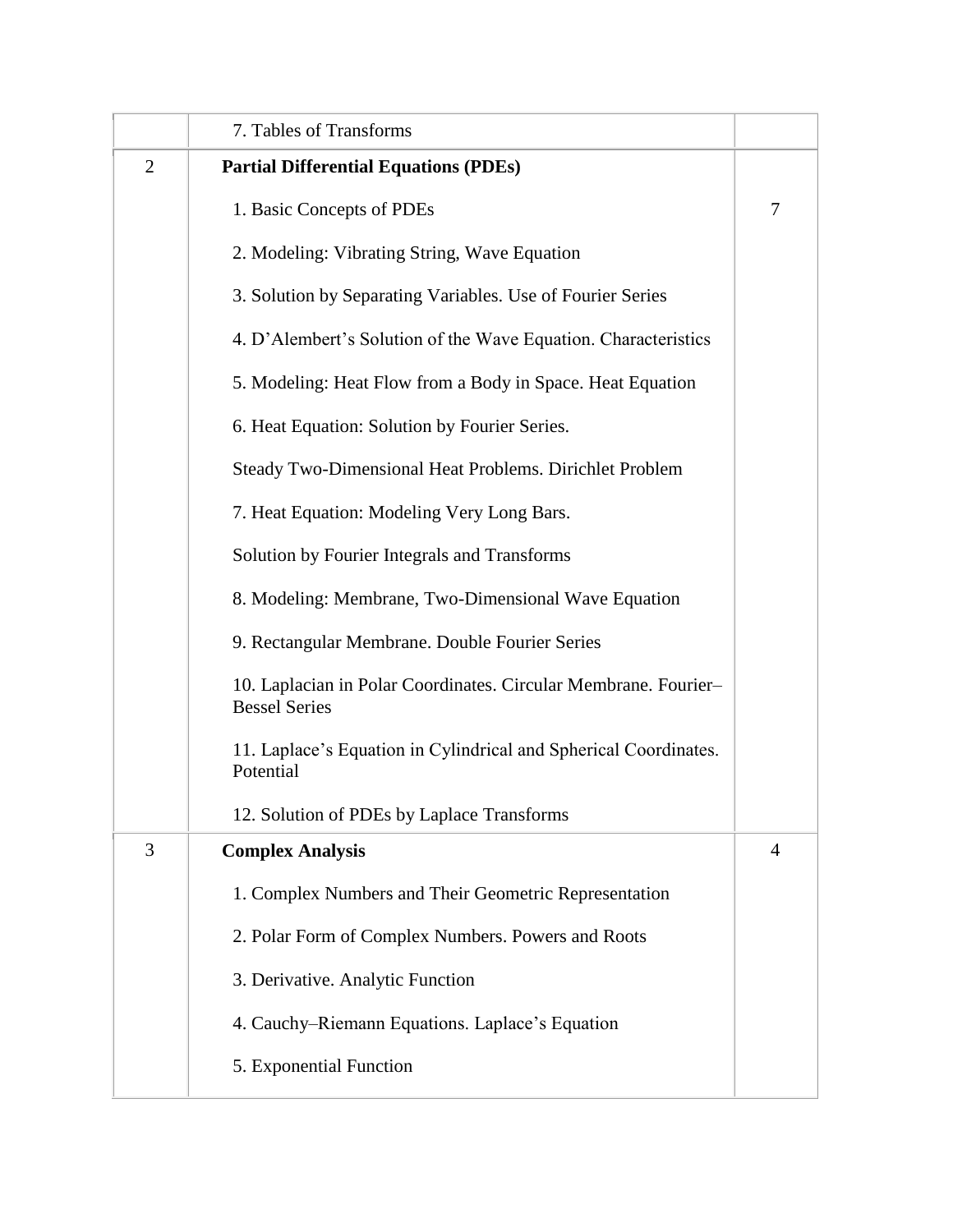|  |  |  |
|---|---|---|
|  | 7. Tables of Transforms |  |
| 2 | **Partial Differential Equations (PDEs)**<br><br>1. Basic Concepts of PDEs<br><br>2. Modeling: Vibrating String, Wave Equation<br><br>3. Solution by Separating Variables. Use of Fourier Series<br><br>4. D'Alembert's Solution of the Wave Equation. Characteristics<br><br>5. Modeling: Heat Flow from a Body in Space. Heat Equation<br><br>6. Heat Equation: Solution by Fourier Series.<br><br>Steady Two-Dimensional Heat Problems. Dirichlet Problem<br><br>7. Heat Equation: Modeling Very Long Bars.<br><br>Solution by Fourier Integrals and Transforms<br><br>8. Modeling: Membrane, Two-Dimensional Wave Equation<br><br>9. Rectangular Membrane. Double Fourier Series<br><br>10. Laplacian in Polar Coordinates. Circular Membrane. Fourier–Bessel Series<br><br>11. Laplace's Equation in Cylindrical and Spherical Coordinates. Potential<br><br>12. Solution of PDEs by Laplace Transforms | 7 |
| 3 | **Complex Analysis**<br><br>1. Complex Numbers and Their Geometric Representation<br><br>2. Polar Form of Complex Numbers. Powers and Roots<br><br>3. Derivative. Analytic Function<br><br>4. Cauchy–Riemann Equations. Laplace's Equation<br><br>5. Exponential Function | 4 |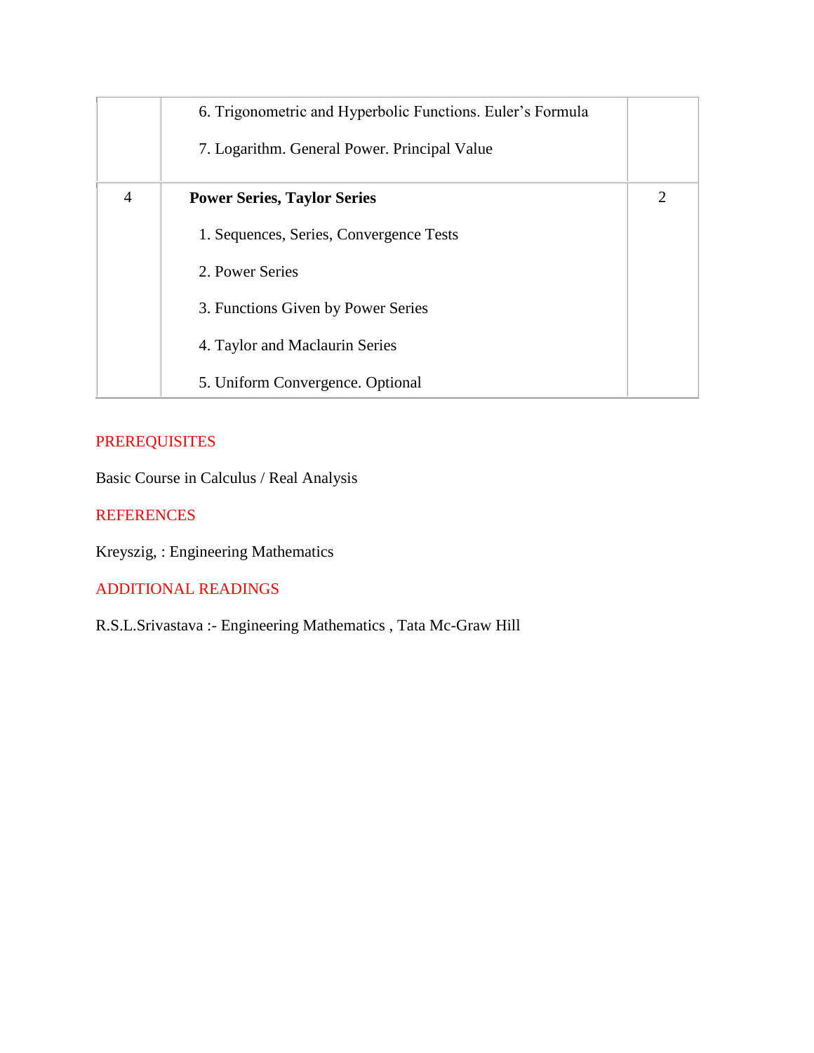| | | |
|---|---|---|
| | 6. Trigonometric and Hyperbolic Functions. Euler's Formula<br><br>7. Logarithm. General Power. Principal Value | |
| 4 | **Power Series, Taylor Series**<br><br>1. Sequences, Series, Convergence Tests<br><br>2. Power Series<br><br>3. Functions Given by Power Series<br><br>4. Taylor and Maclaurin Series<br><br>5. Uniform Convergence. Optional | 2 |

PREREQUISITES

Basic Course in Calculus / Real Analysis

REFERENCES

Kreyszig, : Engineering Mathematics

ADDITIONAL READINGS

R.S.L.Srivastava :- Engineering Mathematics , Tata Mc-Graw Hill